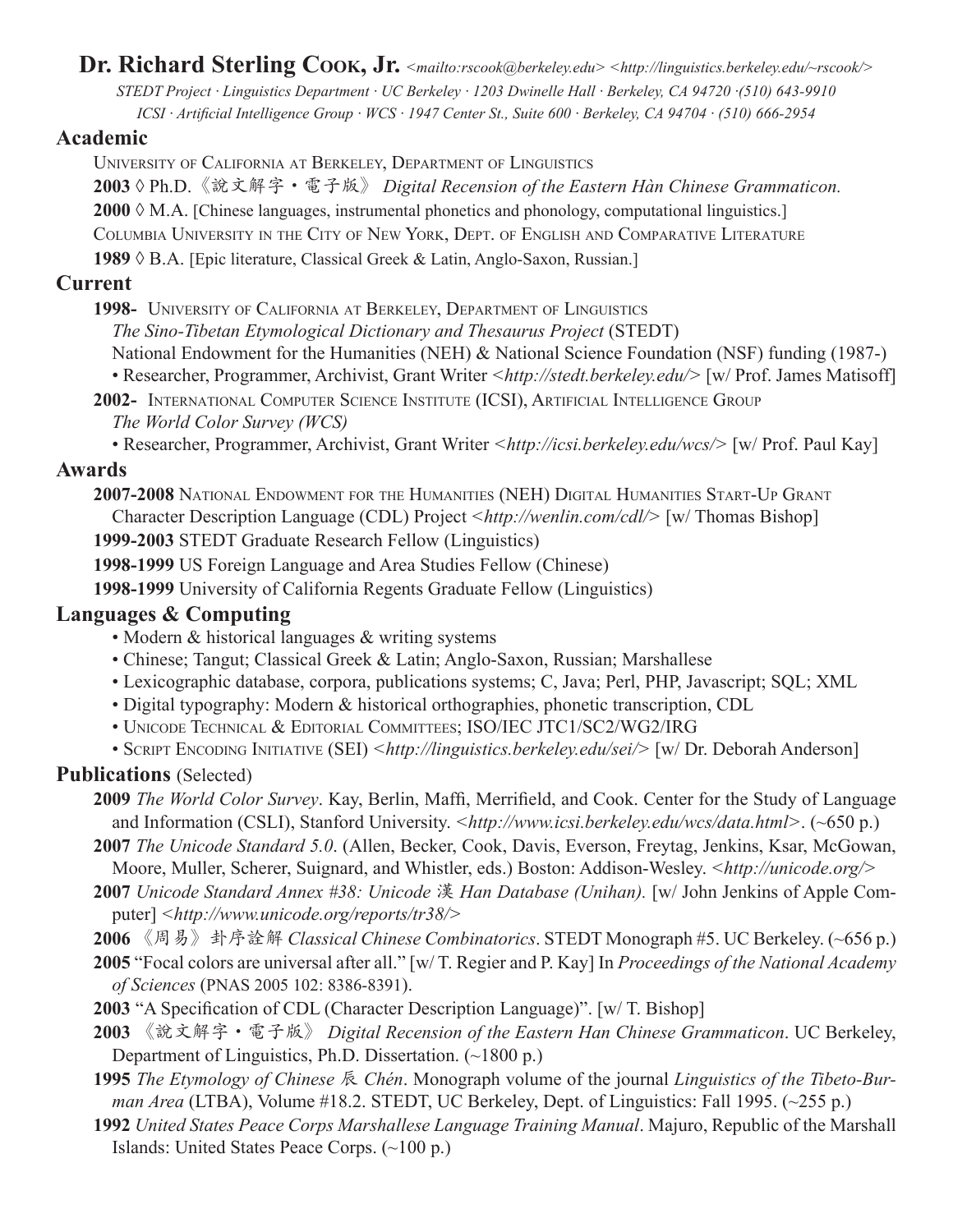# **Dr. Richard Sterling Cook, Jr.** *<mailto:rscook@berkeley.edu> <http://linguistics.berkeley.edu/~rscook/>*

*STEDT Project · Linguistics Department · UC Berkeley · 1203 Dwinelle Hall · Berkeley, CA 94720 ·(510) 643-9910*

*ICSI · Artificial Intelligence Group · WCS · 1947 Center St., Suite 600 · Berkeley, CA 94704 · (510) 666-2954*

## Academic

University of California at Berkeley, Department of Linguistics

**2003** ◊ Ph.D.《說文解字・電子版》 *Digital Recension of the Eastern Hàn Chinese Grammaticon.*

**2000** ◊ M.A. [Chinese languages, instrumental phonetics and phonology, computational linguistics.]

Columbia University in the City of New York, Dept. of English and Comparative Literature

**1989** ◊ B.A. [Epic literature, Classical Greek & Latin, Anglo-Saxon, Russian.]

## Current

**1998-** University of California at Berkeley, Department of Linguistics
*The Sino-Tibetan Etymological Dictionary and Thesaurus Project* (STEDT)
National Endowment for the Humanities (NEH) & National Science Foundation (NSF) funding (1987-)
- Researcher, Programmer, Archivist, Grant Writer *<http://stedt.berkeley.edu/>* [w/ Prof. James Matisoff]

**2002-** International Computer Science Institute (ICSI), Artificial Intelligence Group
*The World Color Survey (WCS)*
- Researcher, Programmer, Archivist, Grant Writer *<http://icsi.berkeley.edu/wcs/>* [w/ Prof. Paul Kay]

## Awards

**2007-2008** National Endowment for the Humanities (NEH) Digital Humanities Start-Up Grant
Character Description Language (CDL) Project *<http://wenlin.com/cdl/>* [w/ Thomas Bishop]

**1999-2003** STEDT Graduate Research Fellow (Linguistics)

**1998-1999** US Foreign Language and Area Studies Fellow (Chinese)

**1998-1999** University of California Regents Graduate Fellow (Linguistics)

## Languages & Computing

- Modern & historical languages & writing systems
- Chinese; Tangut; Classical Greek & Latin; Anglo-Saxon, Russian; Marshallese
- Lexicographic database, corpora, publications systems; C, Java; Perl, PHP, Javascript; SQL; XML
- Digital typography: Modern & historical orthographies, phonetic transcription, CDL
- Unicode Technical & Editorial Committees; ISO/IEC JTC1/SC2/WG2/IRG
- Script Encoding Initiative (SEI) *<http://linguistics.berkeley.edu/sei/>* [w/ Dr. Deborah Anderson]

## Publications (Selected)

**2009** *The World Color Survey*. Kay, Berlin, Maffi, Merrifield, and Cook. Center for the Study of Language and Information (CSLI), Stanford University. *<http://www.icsi.berkeley.edu/wcs/data.html>*. (~650 p.)

**2007** *The Unicode Standard 5.0*. (Allen, Becker, Cook, Davis, Everson, Freytag, Jenkins, Ksar, McGowan, Moore, Muller, Scherer, Suignard, and Whistler, eds.) Boston: Addison-Wesley. *<http://unicode.org/>*

**2007** *Unicode Standard Annex #38: Unicode 漢 Han Database (Unihan).* [w/ John Jenkins of Apple Computer] *<http://www.unicode.org/reports/tr38/>*

**2006** 《周易》卦序詮解 *Classical Chinese Combinatorics*. STEDT Monograph #5. UC Berkeley. (~656 p.)

**2005** "Focal colors are universal after all." [w/ T. Regier and P. Kay] In *Proceedings of the National Academy of Sciences* (PNAS 2005 102: 8386-8391).

**2003** "A Specification of CDL (Character Description Language)". [w/ T. Bishop]

**2003** 《說文解字・電子版》 *Digital Recension of the Eastern Han Chinese Grammaticon*. UC Berkeley, Department of Linguistics, Ph.D. Dissertation. (~1800 p.)

**1995** *The Etymology of Chinese 辰 Chén*. Monograph volume of the journal *Linguistics of the Tibeto-Burman Area* (LTBA), Volume #18.2. STEDT, UC Berkeley, Dept. of Linguistics: Fall 1995. (~255 p.)

**1992** *United States Peace Corps Marshallese Language Training Manual*. Majuro, Republic of the Marshall Islands: United States Peace Corps. (~100 p.)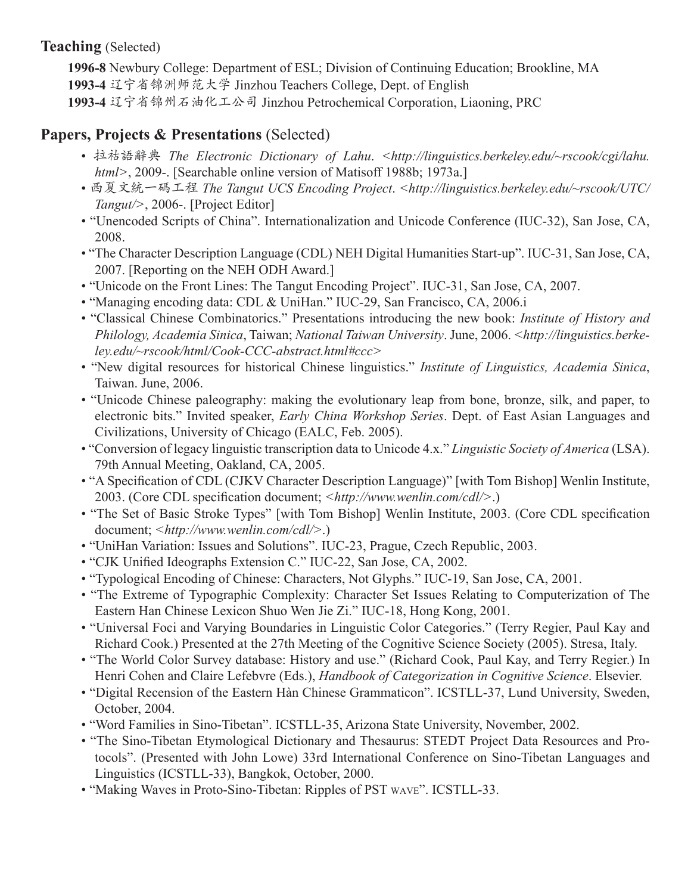## Teaching (Selected)

**1996-8** Newbury College: Department of ESL; Division of Continuing Education; Brookline, MA
**1993-4** 辽宁省锦洲师范大学 Jinzhou Teachers College, Dept. of English
**1993-4** 辽宁省锦州石油化工公司 Jinzhou Petrochemical Corporation, Liaoning, PRC

## Papers, Projects & Presentations (Selected)

- 拉祜語辭典 *The Electronic Dictionary of Lahu*. <*http://linguistics.berkeley.edu/~rscook/cgi/lahu.html*>, 2009-. [Searchable online version of Matisoff 1988b; 1973a.]
- 西夏文統一碼工程 *The Tangut UCS Encoding Project*. <*http://linguistics.berkeley.edu/~rscook/UTC/Tangut/*>, 2006-. [Project Editor]
- "Unencoded Scripts of China". Internationalization and Unicode Conference (IUC-32), San Jose, CA, 2008.
- "The Character Description Language (CDL) NEH Digital Humanities Start-up". IUC-31, San Jose, CA, 2007. [Reporting on the NEH ODH Award.]
- "Unicode on the Front Lines: The Tangut Encoding Project". IUC-31, San Jose, CA, 2007.
- "Managing encoding data: CDL & UniHan." IUC-29, San Francisco, CA, 2006.i
- "Classical Chinese Combinatorics." Presentations introducing the new book: *Institute of History and Philology, Academia Sinica*, Taiwan; *National Taiwan University*. June, 2006. <*http://linguistics.berkeley.edu/~rscook/html/Cook-CCC-abstract.html#ccc*>
- "New digital resources for historical Chinese linguistics." *Institute of Linguistics, Academia Sinica*, Taiwan. June, 2006.
- "Unicode Chinese paleography: making the evolutionary leap from bone, bronze, silk, and paper, to electronic bits." Invited speaker, *Early China Workshop Series*. Dept. of East Asian Languages and Civilizations, University of Chicago (EALC, Feb. 2005).
- "Conversion of legacy linguistic transcription data to Unicode 4.x." *Linguistic Society of America* (LSA). 79th Annual Meeting, Oakland, CA, 2005.
- "A Specification of CDL (CJKV Character Description Language)" [with Tom Bishop] Wenlin Institute, 2003. (Core CDL specification document; <*http://www.wenlin.com/cdl/*>.)
- "The Set of Basic Stroke Types" [with Tom Bishop] Wenlin Institute, 2003. (Core CDL specification document; <*http://www.wenlin.com/cdl/*>.)
- "UniHan Variation: Issues and Solutions". IUC-23, Prague, Czech Republic, 2003.
- "CJK Unified Ideographs Extension C." IUC-22, San Jose, CA, 2002.
- "Typological Encoding of Chinese: Characters, Not Glyphs." IUC-19, San Jose, CA, 2001.
- "The Extreme of Typographic Complexity: Character Set Issues Relating to Computerization of The Eastern Han Chinese Lexicon Shuo Wen Jie Zi." IUC-18, Hong Kong, 2001.
- "Universal Foci and Varying Boundaries in Linguistic Color Categories." (Terry Regier, Paul Kay and Richard Cook.) Presented at the 27th Meeting of the Cognitive Science Society (2005). Stresa, Italy.
- "The World Color Survey database: History and use." (Richard Cook, Paul Kay, and Terry Regier.) In Henri Cohen and Claire Lefebvre (Eds.), *Handbook of Categorization in Cognitive Science*. Elsevier.
- "Digital Recension of the Eastern Hàn Chinese Grammaticon". ICSTLL-37, Lund University, Sweden, October, 2004.
- "Word Families in Sino-Tibetan". ICSTLL-35, Arizona State University, November, 2002.
- "The Sino-Tibetan Etymological Dictionary and Thesaurus: STEDT Project Data Resources and Protocols". (Presented with John Lowe) 33rd International Conference on Sino-Tibetan Languages and Linguistics (ICSTLL-33), Bangkok, October, 2000.
- "Making Waves in Proto-Sino-Tibetan: Ripples of PST WAVE". ICSTLL-33.